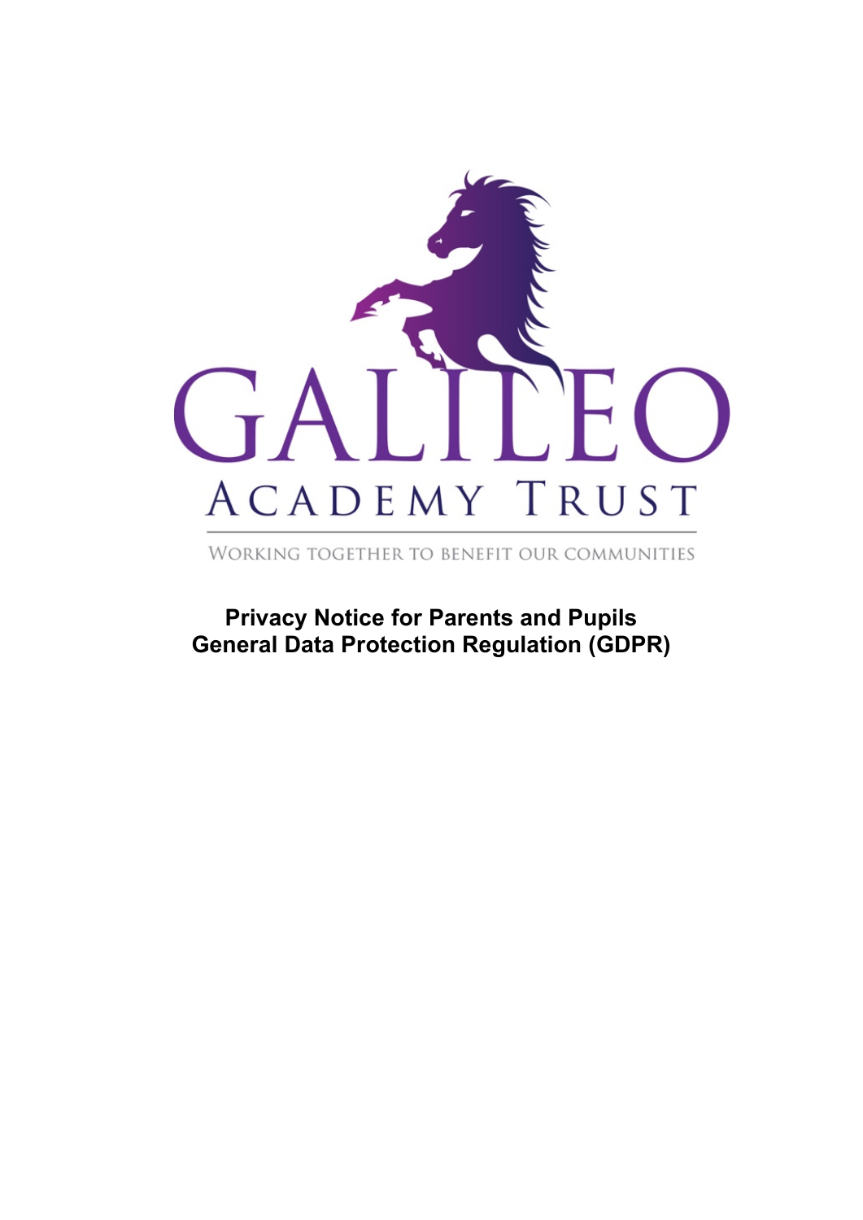GALILEO

ACADEMY TRUST

WORKING TOGETHER TO BENEFIT OUR COMMUNITIES

# Privacy Notice for Parents and Pupils
# General Data Protection Regulation (GDPR)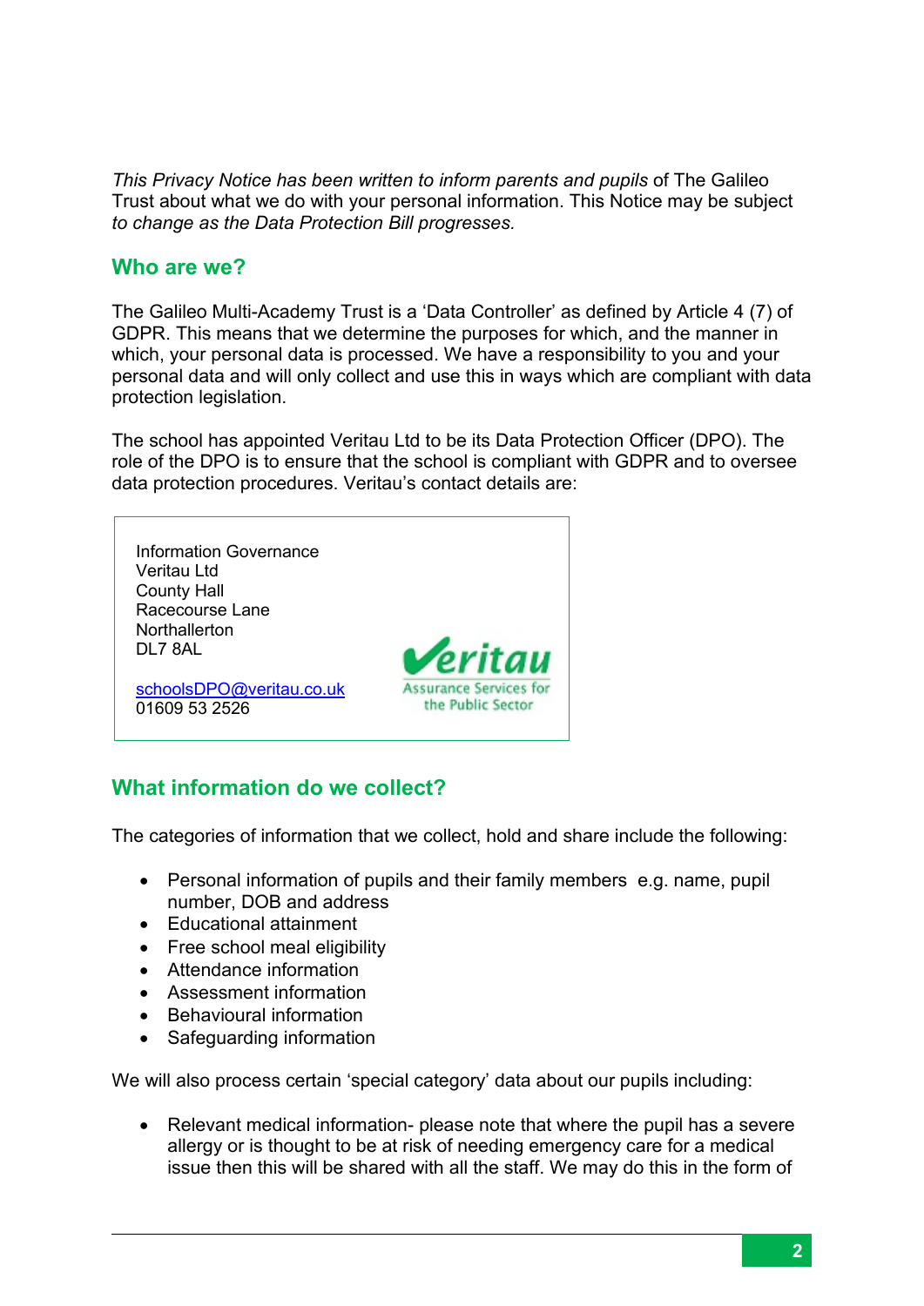*This Privacy Notice has been written to inform parents and pupils* of The Galileo Trust about what we do with your personal information. This Notice may be subject *to change as the Data Protection Bill progresses.*

## Who are we?

The Galileo Multi-Academy Trust is a 'Data Controller' as defined by Article 4 (7) of GDPR. This means that we determine the purposes for which, and the manner in which, your personal data is processed. We have a responsibility to you and your personal data and will only collect and use this in ways which are compliant with data protection legislation.

The school has appointed Veritau Ltd to be its Data Protection Officer (DPO). The role of the DPO is to ensure that the school is compliant with GDPR and to oversee data protection procedures. Veritau's contact details are:

Information Governance
Veritau Ltd
County Hall
Racecourse Lane
Northallerton
DL7 8AL

schoolsDPO@veritau.co.uk
01609 53 2526

Veritau
Assurance Services for the Public Sector

## What information do we collect?

The categories of information that we collect, hold and share include the following:

- Personal information of pupils and their family members e.g. name, pupil number, DOB and address
- Educational attainment
- Free school meal eligibility
- Attendance information
- Assessment information
- Behavioural information
- Safeguarding information

We will also process certain 'special category' data about our pupils including:

- Relevant medical information- please note that where the pupil has a severe allergy or is thought to be at risk of needing emergency care for a medical issue then this will be shared with all the staff. We may do this in the form of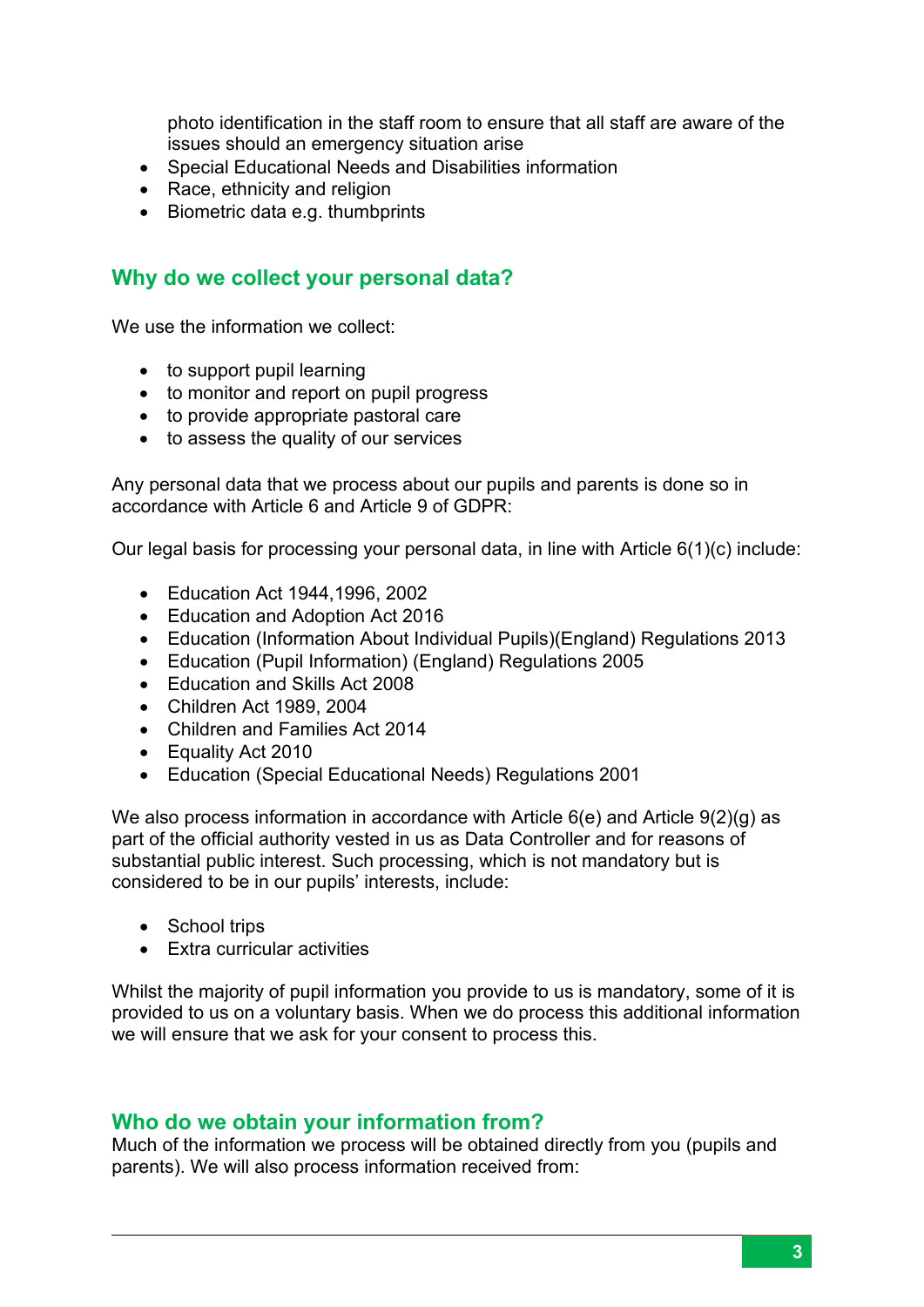photo identification in the staff room to ensure that all staff are aware of the issues should an emergency situation arise

- Special Educational Needs and Disabilities information
- Race, ethnicity and religion
- Biometric data e.g. thumbprints

## Why do we collect your personal data?

We use the information we collect:

- to support pupil learning
- to monitor and report on pupil progress
- to provide appropriate pastoral care
- to assess the quality of our services

Any personal data that we process about our pupils and parents is done so in accordance with Article 6 and Article 9 of GDPR:

Our legal basis for processing your personal data, in line with Article 6(1)(c) include:

- Education Act 1944,1996, 2002
- Education and Adoption Act 2016
- Education (Information About Individual Pupils)(England) Regulations 2013
- Education (Pupil Information) (England) Regulations 2005
- Education and Skills Act 2008
- Children Act 1989, 2004
- Children and Families Act 2014
- Equality Act 2010
- Education (Special Educational Needs) Regulations 2001

We also process information in accordance with Article 6(e) and Article 9(2)(g) as part of the official authority vested in us as Data Controller and for reasons of substantial public interest. Such processing, which is not mandatory but is considered to be in our pupils' interests, include:

- School trips
- Extra curricular activities

Whilst the majority of pupil information you provide to us is mandatory, some of it is provided to us on a voluntary basis. When we do process this additional information we will ensure that we ask for your consent to process this.

## Who do we obtain your information from?

Much of the information we process will be obtained directly from you (pupils and parents). We will also process information received from: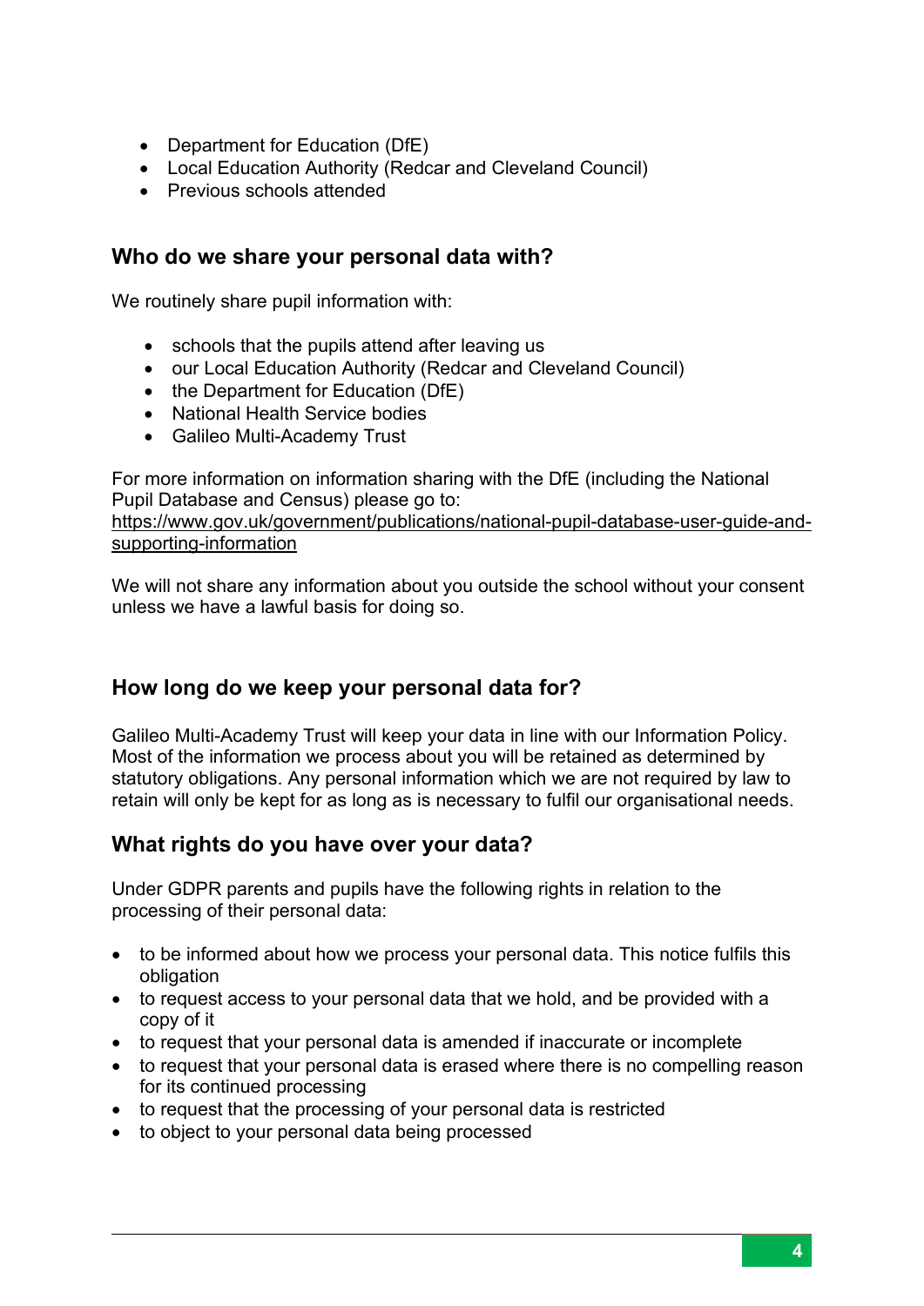- Department for Education (DfE)
- Local Education Authority (Redcar and Cleveland Council)
- Previous schools attended

## Who do we share your personal data with?

We routinely share pupil information with:

- schools that the pupils attend after leaving us
- our Local Education Authority (Redcar and Cleveland Council)
- the Department for Education (DfE)
- National Health Service bodies
- Galileo Multi-Academy Trust

For more information on information sharing with the DfE (including the National Pupil Database and Census) please go to: https://www.gov.uk/government/publications/national-pupil-database-user-guide-and-supporting-information

We will not share any information about you outside the school without your consent unless we have a lawful basis for doing so.

## How long do we keep your personal data for?

Galileo Multi-Academy Trust will keep your data in line with our Information Policy. Most of the information we process about you will be retained as determined by statutory obligations. Any personal information which we are not required by law to retain will only be kept for as long as is necessary to fulfil our organisational needs.

## What rights do you have over your data?

Under GDPR parents and pupils have the following rights in relation to the processing of their personal data:

- to be informed about how we process your personal data. This notice fulfils this obligation
- to request access to your personal data that we hold, and be provided with a copy of it
- to request that your personal data is amended if inaccurate or incomplete
- to request that your personal data is erased where there is no compelling reason for its continued processing
- to request that the processing of your personal data is restricted
- to object to your personal data being processed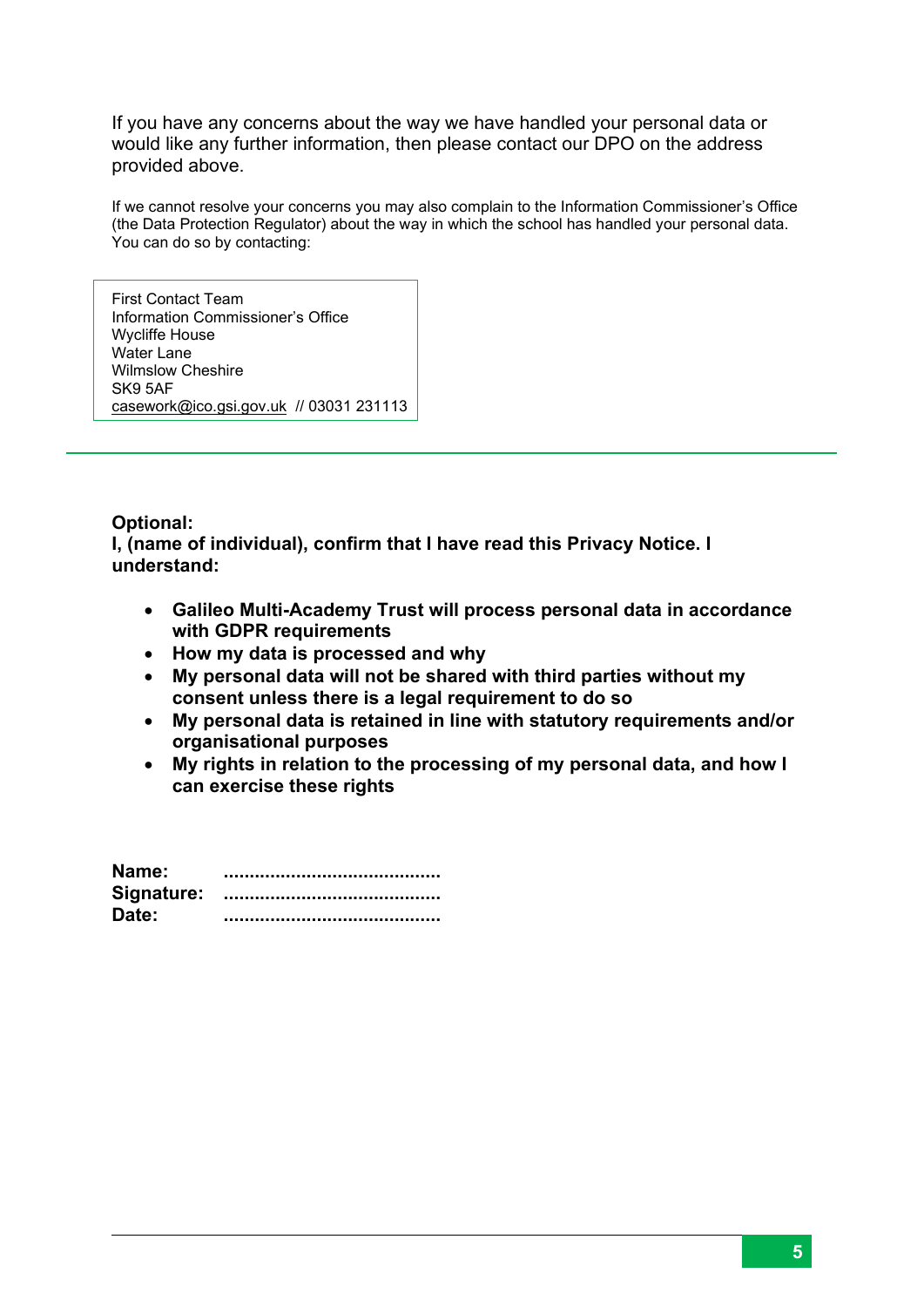If you have any concerns about the way we have handled your personal data or would like any further information, then please contact our DPO on the address provided above.

If we cannot resolve your concerns you may also complain to the Information Commissioner's Office (the Data Protection Regulator) about the way in which the school has handled your personal data. You can do so by contacting:

First Contact Team
Information Commissioner's Office
Wycliffe House
Water Lane
Wilmslow Cheshire
SK9 5AF
casework@ico.gsi.gov.uk // 03031 231113

---

**Optional:**
**I, (name of individual), confirm that I have read this Privacy Notice. I understand:**

- **Galileo Multi-Academy Trust will process personal data in accordance with GDPR requirements**
- **How my data is processed and why**
- **My personal data will not be shared with third parties without my consent unless there is a legal requirement to do so**
- **My personal data is retained in line with statutory requirements and/or organisational purposes**
- **My rights in relation to the processing of my personal data, and how I can exercise these rights**

**Name:** .........................................
**Signature:** .........................................
**Date:** .........................................